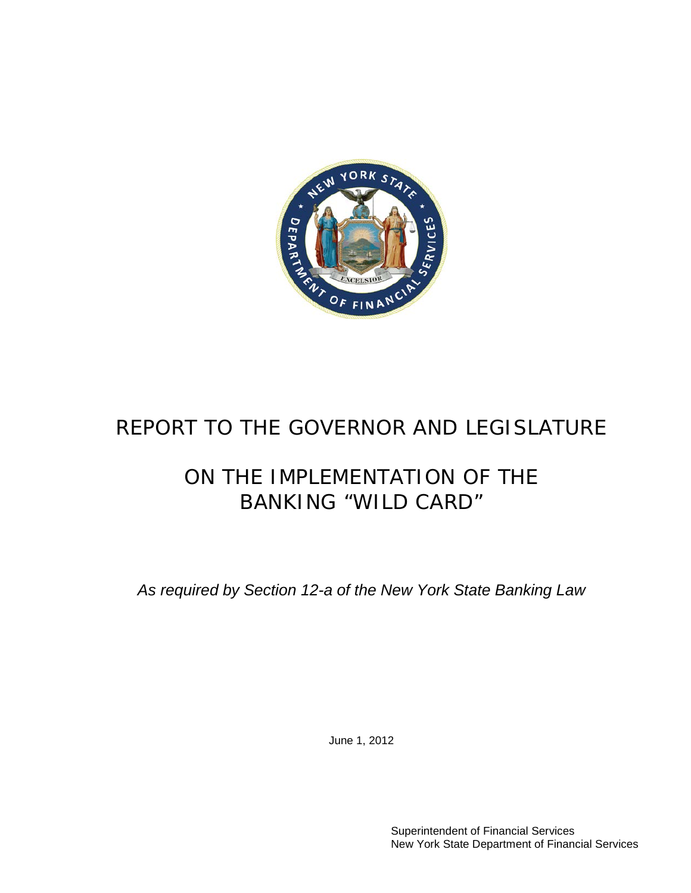# REPORT TO THE GOVERNOR AND LEGISLATURE

## ON THE IMPLEMENTATION OF THE BANKING "WILD CARD"

*As required by Section 12-a of the New York State Banking Law*

June 1, 2012

Superintendent of Financial Services
New York State Department of Financial Services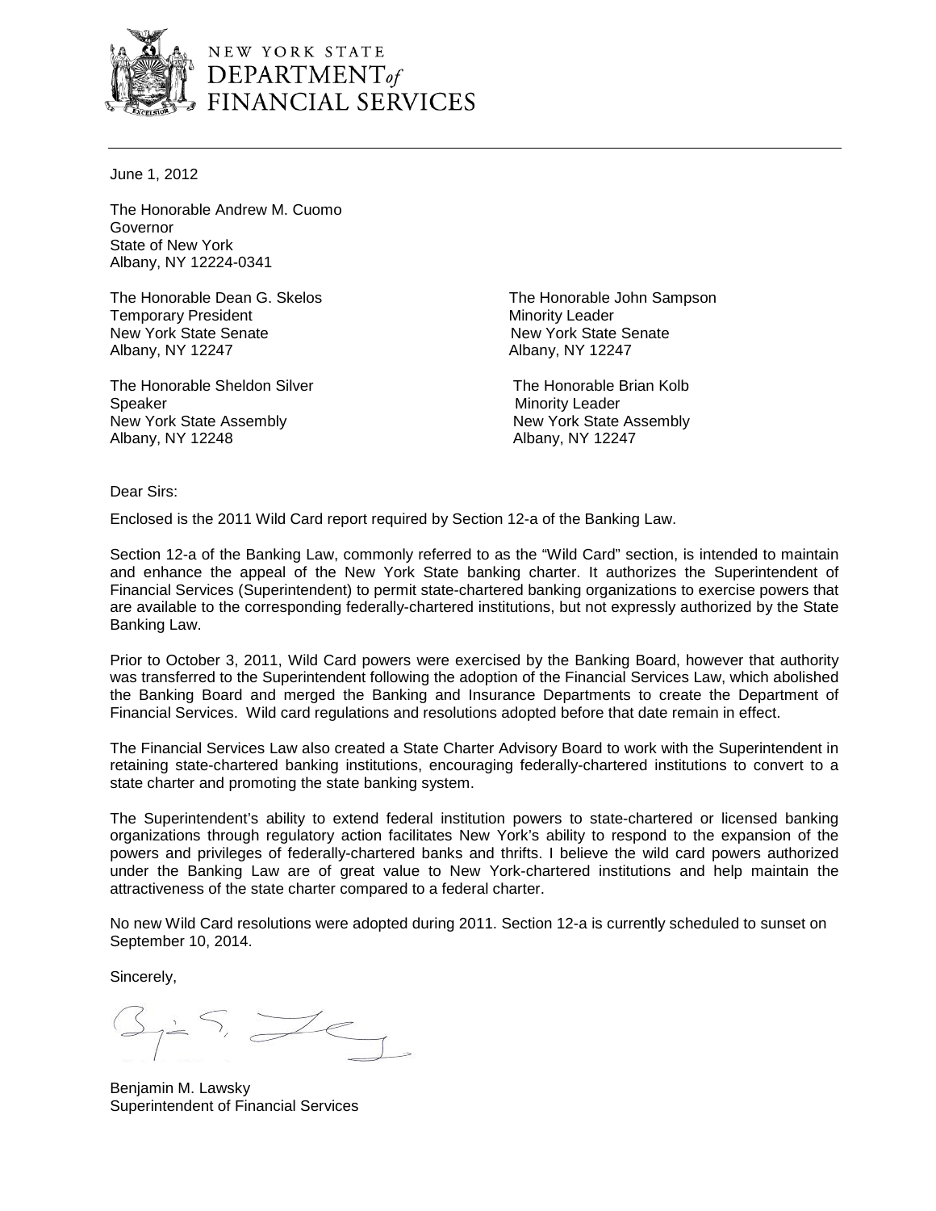NEW YORK STATE
DEPARTMENT *of*
FINANCIAL SERVICES

June 1, 2012

The Honorable Andrew M. Cuomo
Governor
State of New York
Albany, NY 12224-0341

The Honorable Dean G. Skelos
Temporary President
New York State Senate
Albany, NY 12247

The Honorable John Sampson
Minority Leader
New York State Senate
Albany, NY 12247

The Honorable Sheldon Silver
Speaker
New York State Assembly
Albany, NY 12248

The Honorable Brian Kolb
Minority Leader
New York State Assembly
Albany, NY 12247

Dear Sirs:

Enclosed is the 2011 Wild Card report required by Section 12-a of the Banking Law.

Section 12-a of the Banking Law, commonly referred to as the "Wild Card" section, is intended to maintain and enhance the appeal of the New York State banking charter. It authorizes the Superintendent of Financial Services (Superintendent) to permit state-chartered banking organizations to exercise powers that are available to the corresponding federally-chartered institutions, but not expressly authorized by the State Banking Law.

Prior to October 3, 2011, Wild Card powers were exercised by the Banking Board, however that authority was transferred to the Superintendent following the adoption of the Financial Services Law, which abolished the Banking Board and merged the Banking and Insurance Departments to create the Department of Financial Services. Wild card regulations and resolutions adopted before that date remain in effect.

The Financial Services Law also created a State Charter Advisory Board to work with the Superintendent in retaining state-chartered banking institutions, encouraging federally-chartered institutions to convert to a state charter and promoting the state banking system.

The Superintendent's ability to extend federal institution powers to state-chartered or licensed banking organizations through regulatory action facilitates New York's ability to respond to the expansion of the powers and privileges of federally-chartered banks and thrifts. I believe the wild card powers authorized under the Banking Law are of great value to New York-chartered institutions and help maintain the attractiveness of the state charter compared to a federal charter.

No new Wild Card resolutions were adopted during 2011. Section 12-a is currently scheduled to sunset on September 10, 2014.

Sincerely,

Benjamin M. Lawsky
Superintendent of Financial Services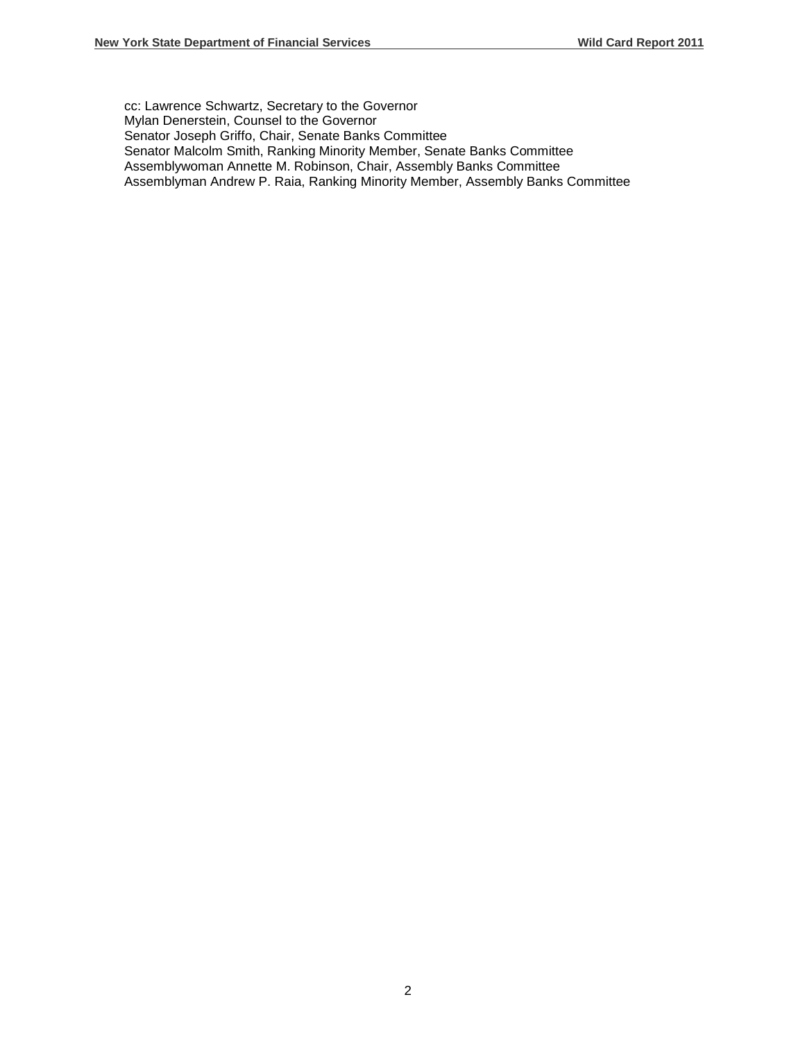cc: Lawrence Schwartz, Secretary to the Governor
Mylan Denerstein, Counsel to the Governor
Senator Joseph Griffo, Chair, Senate Banks Committee
Senator Malcolm Smith, Ranking Minority Member, Senate Banks Committee
Assemblywoman Annette M. Robinson, Chair, Assembly Banks Committee
Assemblyman Andrew P. Raia, Ranking Minority Member, Assembly Banks Committee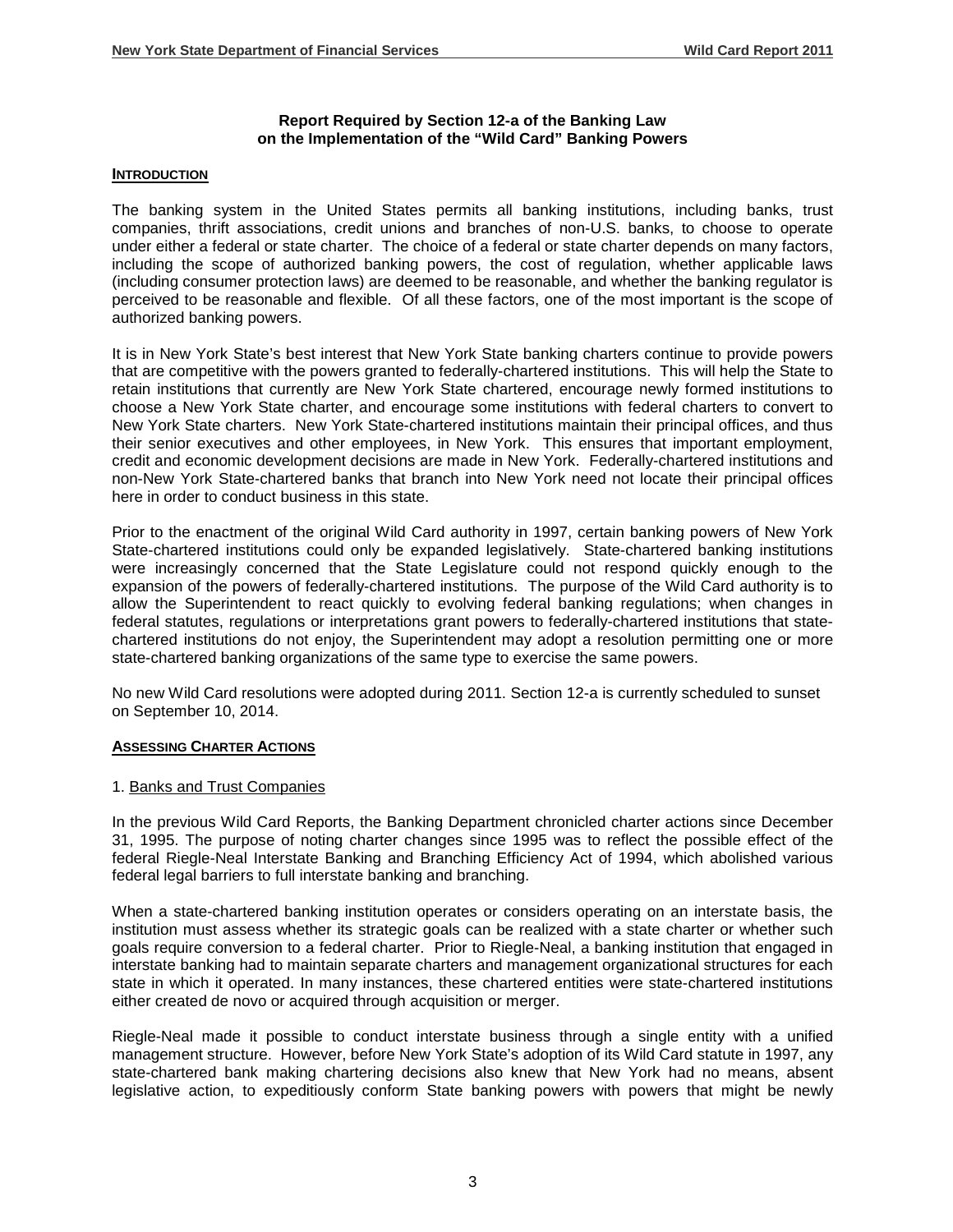**Report Required by Section 12-a of the Banking Law on the Implementation of the "Wild Card" Banking Powers**

## INTRODUCTION

The banking system in the United States permits all banking institutions, including banks, trust companies, thrift associations, credit unions and branches of non-U.S. banks, to choose to operate under either a federal or state charter. The choice of a federal or state charter depends on many factors, including the scope of authorized banking powers, the cost of regulation, whether applicable laws (including consumer protection laws) are deemed to be reasonable, and whether the banking regulator is perceived to be reasonable and flexible. Of all these factors, one of the most important is the scope of authorized banking powers.

It is in New York State's best interest that New York State banking charters continue to provide powers that are competitive with the powers granted to federally-chartered institutions. This will help the State to retain institutions that currently are New York State chartered, encourage newly formed institutions to choose a New York State charter, and encourage some institutions with federal charters to convert to New York State charters. New York State-chartered institutions maintain their principal offices, and thus their senior executives and other employees, in New York. This ensures that important employment, credit and economic development decisions are made in New York. Federally-chartered institutions and non-New York State-chartered banks that branch into New York need not locate their principal offices here in order to conduct business in this state.

Prior to the enactment of the original Wild Card authority in 1997, certain banking powers of New York State-chartered institutions could only be expanded legislatively. State-chartered banking institutions were increasingly concerned that the State Legislature could not respond quickly enough to the expansion of the powers of federally-chartered institutions. The purpose of the Wild Card authority is to allow the Superintendent to react quickly to evolving federal banking regulations; when changes in federal statutes, regulations or interpretations grant powers to federally-chartered institutions that state-chartered institutions do not enjoy, the Superintendent may adopt a resolution permitting one or more state-chartered banking organizations of the same type to exercise the same powers.

No new Wild Card resolutions were adopted during 2011. Section 12-a is currently scheduled to sunset on September 10, 2014.

## ASSESSING CHARTER ACTIONS

### 1. Banks and Trust Companies

In the previous Wild Card Reports, the Banking Department chronicled charter actions since December 31, 1995. The purpose of noting charter changes since 1995 was to reflect the possible effect of the federal Riegle-Neal Interstate Banking and Branching Efficiency Act of 1994, which abolished various federal legal barriers to full interstate banking and branching.

When a state-chartered banking institution operates or considers operating on an interstate basis, the institution must assess whether its strategic goals can be realized with a state charter or whether such goals require conversion to a federal charter. Prior to Riegle-Neal, a banking institution that engaged in interstate banking had to maintain separate charters and management organizational structures for each state in which it operated. In many instances, these chartered entities were state-chartered institutions either created de novo or acquired through acquisition or merger.

Riegle-Neal made it possible to conduct interstate business through a single entity with a unified management structure. However, before New York State's adoption of its Wild Card statute in 1997, any state-chartered bank making chartering decisions also knew that New York had no means, absent legislative action, to expeditiously conform State banking powers with powers that might be newly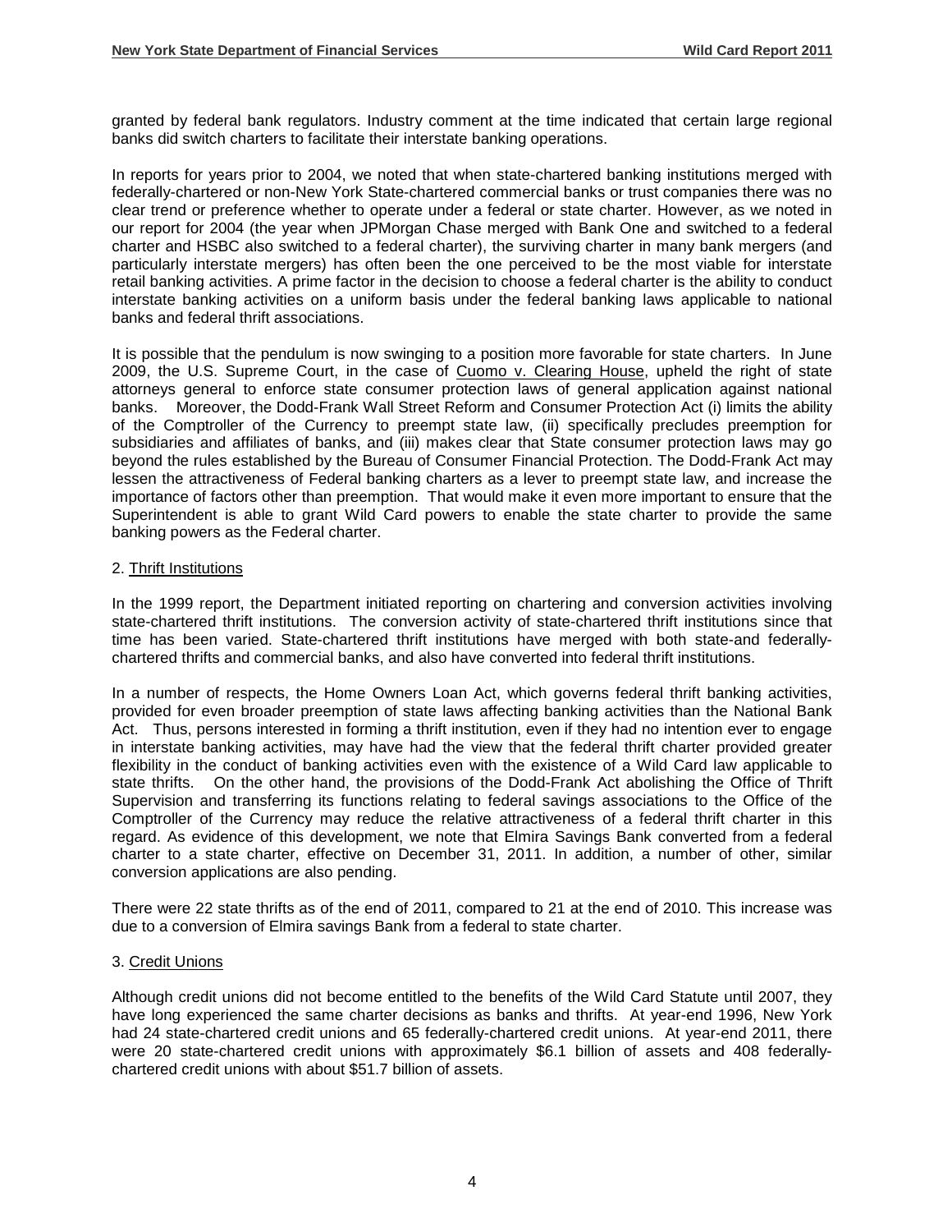granted by federal bank regulators. Industry comment at the time indicated that certain large regional banks did switch charters to facilitate their interstate banking operations.

In reports for years prior to 2004, we noted that when state-chartered banking institutions merged with federally-chartered or non-New York State-chartered commercial banks or trust companies there was no clear trend or preference whether to operate under a federal or state charter. However, as we noted in our report for 2004 (the year when JPMorgan Chase merged with Bank One and switched to a federal charter and HSBC also switched to a federal charter), the surviving charter in many bank mergers (and particularly interstate mergers) has often been the one perceived to be the most viable for interstate retail banking activities. A prime factor in the decision to choose a federal charter is the ability to conduct interstate banking activities on a uniform basis under the federal banking laws applicable to national banks and federal thrift associations.

It is possible that the pendulum is now swinging to a position more favorable for state charters. In June 2009, the U.S. Supreme Court, in the case of Cuomo v. Clearing House, upheld the right of state attorneys general to enforce state consumer protection laws of general application against national banks. Moreover, the Dodd-Frank Wall Street Reform and Consumer Protection Act (i) limits the ability of the Comptroller of the Currency to preempt state law, (ii) specifically precludes preemption for subsidiaries and affiliates of banks, and (iii) makes clear that State consumer protection laws may go beyond the rules established by the Bureau of Consumer Financial Protection. The Dodd-Frank Act may lessen the attractiveness of Federal banking charters as a lever to preempt state law, and increase the importance of factors other than preemption. That would make it even more important to ensure that the Superintendent is able to grant Wild Card powers to enable the state charter to provide the same banking powers as the Federal charter.

2. Thrift Institutions

In the 1999 report, the Department initiated reporting on chartering and conversion activities involving state-chartered thrift institutions. The conversion activity of state-chartered thrift institutions since that time has been varied. State-chartered thrift institutions have merged with both state-and federally-chartered thrifts and commercial banks, and also have converted into federal thrift institutions.

In a number of respects, the Home Owners Loan Act, which governs federal thrift banking activities, provided for even broader preemption of state laws affecting banking activities than the National Bank Act. Thus, persons interested in forming a thrift institution, even if they had no intention ever to engage in interstate banking activities, may have had the view that the federal thrift charter provided greater flexibility in the conduct of banking activities even with the existence of a Wild Card law applicable to state thrifts. On the other hand, the provisions of the Dodd-Frank Act abolishing the Office of Thrift Supervision and transferring its functions relating to federal savings associations to the Office of the Comptroller of the Currency may reduce the relative attractiveness of a federal thrift charter in this regard. As evidence of this development, we note that Elmira Savings Bank converted from a federal charter to a state charter, effective on December 31, 2011. In addition, a number of other, similar conversion applications are also pending.

There were 22 state thrifts as of the end of 2011, compared to 21 at the end of 2010. This increase was due to a conversion of Elmira savings Bank from a federal to state charter.

3. Credit Unions

Although credit unions did not become entitled to the benefits of the Wild Card Statute until 2007, they have long experienced the same charter decisions as banks and thrifts. At year-end 1996, New York had 24 state-chartered credit unions and 65 federally-chartered credit unions. At year-end 2011, there were 20 state-chartered credit unions with approximately $6.1 billion of assets and 408 federally-chartered credit unions with about $51.7 billion of assets.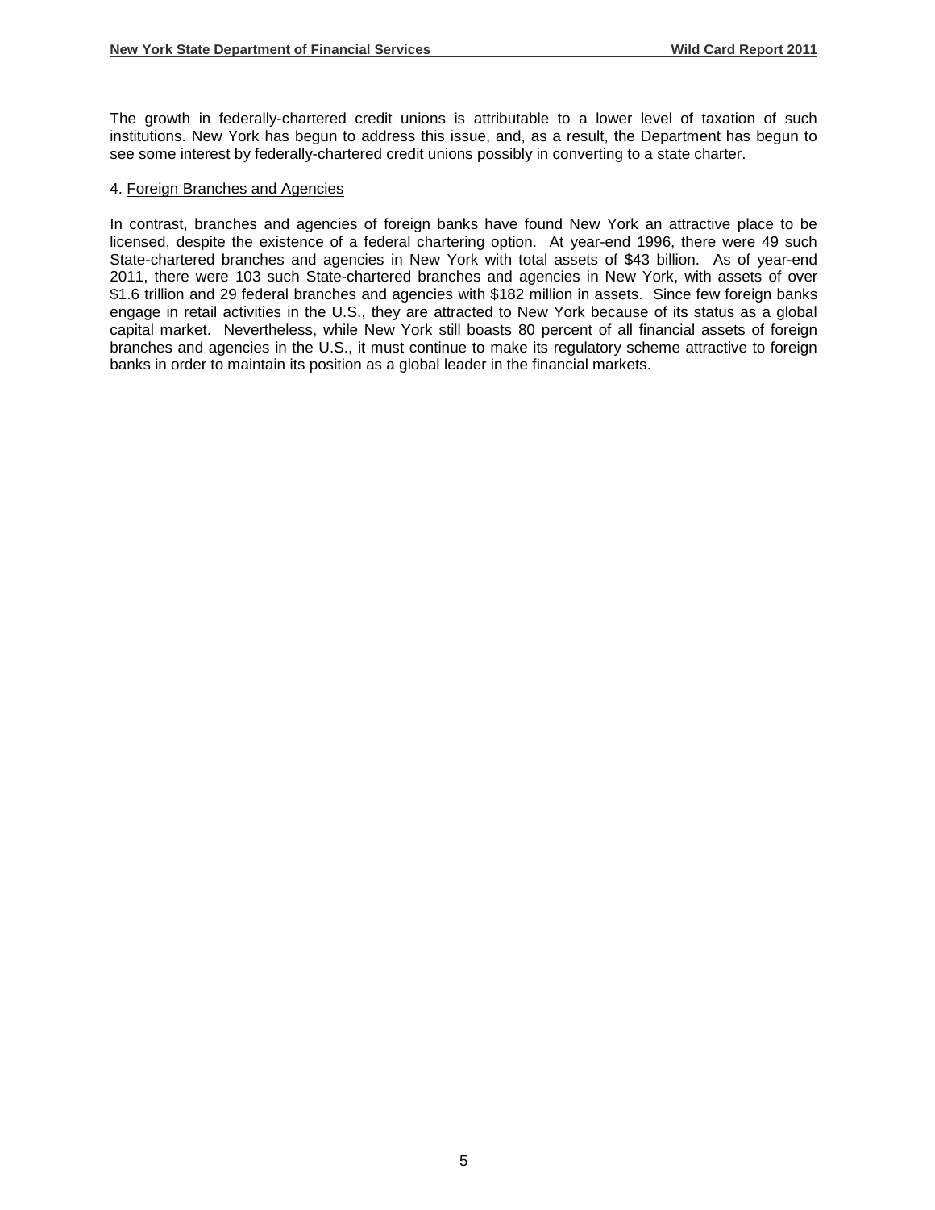The growth in federally-chartered credit unions is attributable to a lower level of taxation of such institutions. New York has begun to address this issue, and, as a result, the Department has begun to see some interest by federally-chartered credit unions possibly in converting to a state charter.

4. Foreign Branches and Agencies

In contrast, branches and agencies of foreign banks have found New York an attractive place to be licensed, despite the existence of a federal chartering option. At year-end 1996, there were 49 such State-chartered branches and agencies in New York with total assets of $43 billion. As of year-end 2011, there were 103 such State-chartered branches and agencies in New York, with assets of over $1.6 trillion and 29 federal branches and agencies with $182 million in assets. Since few foreign banks engage in retail activities in the U.S., they are attracted to New York because of its status as a global capital market. Nevertheless, while New York still boasts 80 percent of all financial assets of foreign branches and agencies in the U.S., it must continue to make its regulatory scheme attractive to foreign banks in order to maintain its position as a global leader in the financial markets.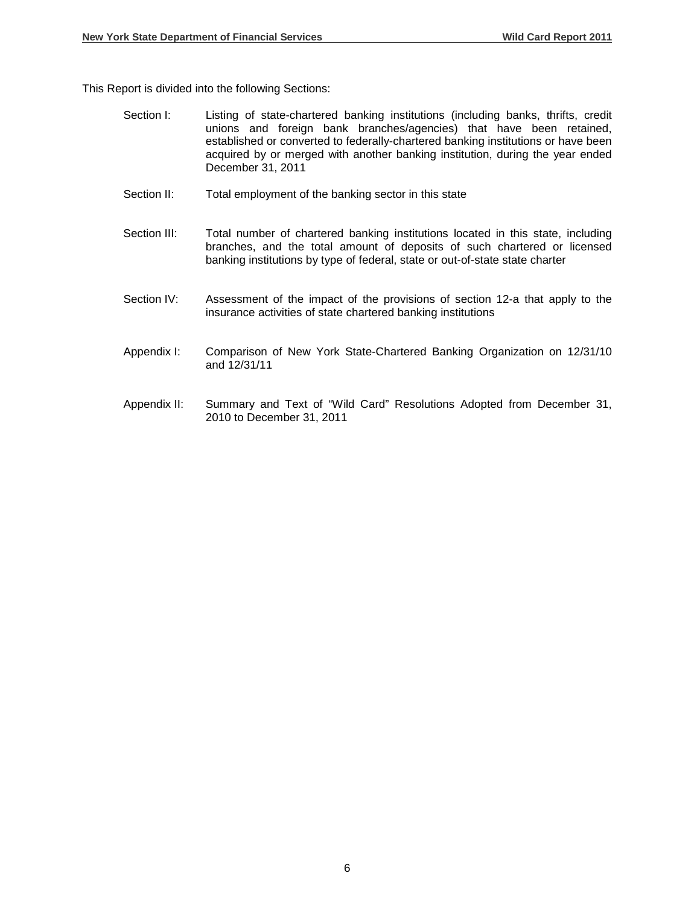This Report is divided into the following Sections:

- Section I: Listing of state-chartered banking institutions (including banks, thrifts, credit unions and foreign bank branches/agencies) that have been retained, established or converted to federally-chartered banking institutions or have been acquired by or merged with another banking institution, during the year ended December 31, 2011

- Section II: Total employment of the banking sector in this state

- Section III: Total number of chartered banking institutions located in this state, including branches, and the total amount of deposits of such chartered or licensed banking institutions by type of federal, state or out-of-state state charter

- Section IV: Assessment of the impact of the provisions of section 12-a that apply to the insurance activities of state chartered banking institutions

- Appendix I: Comparison of New York State-Chartered Banking Organization on 12/31/10 and 12/31/11

- Appendix II: Summary and Text of "Wild Card" Resolutions Adopted from December 31, 2010 to December 31, 2011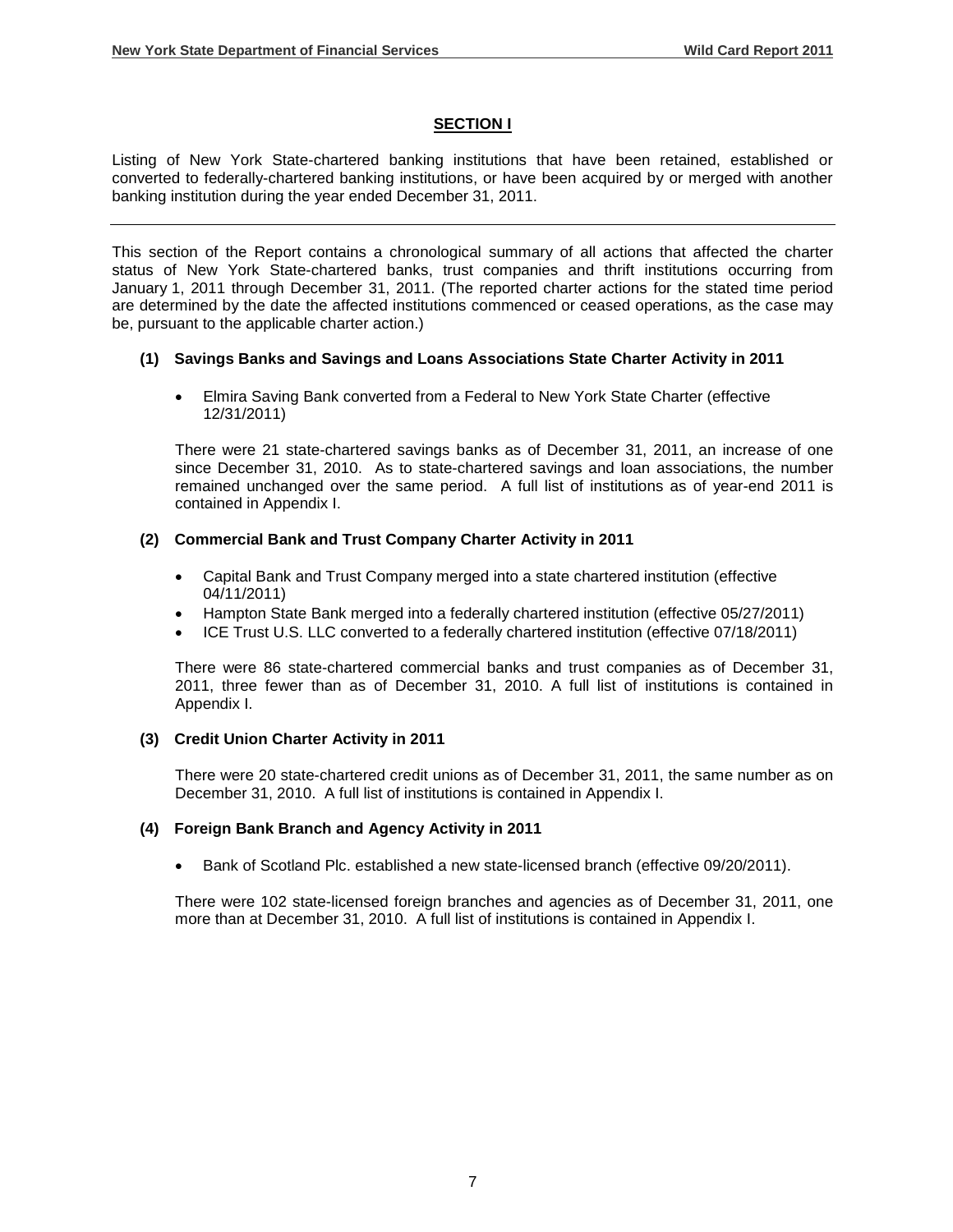## SECTION I

Listing of New York State-chartered banking institutions that have been retained, established or converted to federally-chartered banking institutions, or have been acquired by or merged with another banking institution during the year ended December 31, 2011.

---

This section of the Report contains a chronological summary of all actions that affected the charter status of New York State-chartered banks, trust companies and thrift institutions occurring from January 1, 2011 through December 31, 2011. (The reported charter actions for the stated time period are determined by the date the affected institutions commenced or ceased operations, as the case may be, pursuant to the applicable charter action.)

### (1) Savings Banks and Savings and Loans Associations State Charter Activity in 2011

- Elmira Saving Bank converted from a Federal to New York State Charter (effective 12/31/2011)

There were 21 state-chartered savings banks as of December 31, 2011, an increase of one since December 31, 2010. As to state-chartered savings and loan associations, the number remained unchanged over the same period. A full list of institutions as of year-end 2011 is contained in Appendix I.

### (2) Commercial Bank and Trust Company Charter Activity in 2011

- Capital Bank and Trust Company merged into a state chartered institution (effective 04/11/2011)
- Hampton State Bank merged into a federally chartered institution (effective 05/27/2011)
- ICE Trust U.S. LLC converted to a federally chartered institution (effective 07/18/2011)

There were 86 state-chartered commercial banks and trust companies as of December 31, 2011, three fewer than as of December 31, 2010. A full list of institutions is contained in Appendix I.

### (3) Credit Union Charter Activity in 2011

There were 20 state-chartered credit unions as of December 31, 2011, the same number as on December 31, 2010. A full list of institutions is contained in Appendix I.

### (4) Foreign Bank Branch and Agency Activity in 2011

- Bank of Scotland Plc. established a new state-licensed branch (effective 09/20/2011).

There were 102 state-licensed foreign branches and agencies as of December 31, 2011, one more than at December 31, 2010. A full list of institutions is contained in Appendix I.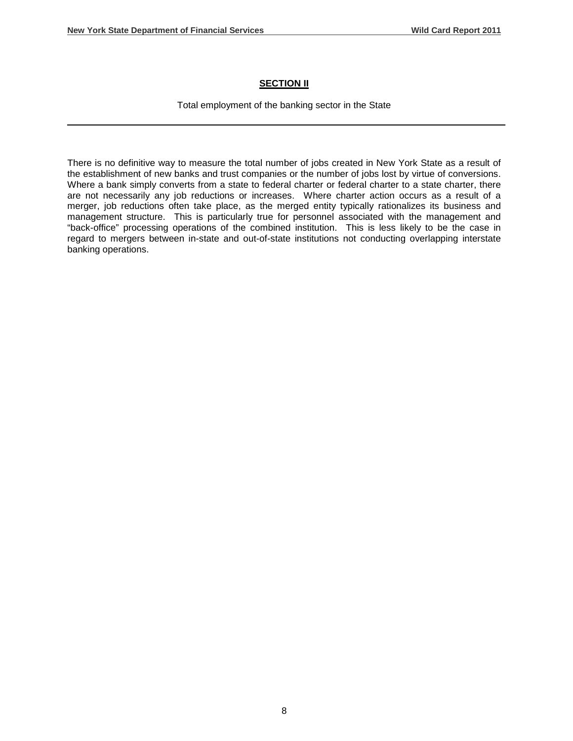## SECTION II

Total employment of the banking sector in the State

---

There is no definitive way to measure the total number of jobs created in New York State as a result of the establishment of new banks and trust companies or the number of jobs lost by virtue of conversions. Where a bank simply converts from a state to federal charter or federal charter to a state charter, there are not necessarily any job reductions or increases. Where charter action occurs as a result of a merger, job reductions often take place, as the merged entity typically rationalizes its business and management structure. This is particularly true for personnel associated with the management and "back-office" processing operations of the combined institution. This is less likely to be the case in regard to mergers between in-state and out-of-state institutions not conducting overlapping interstate banking operations.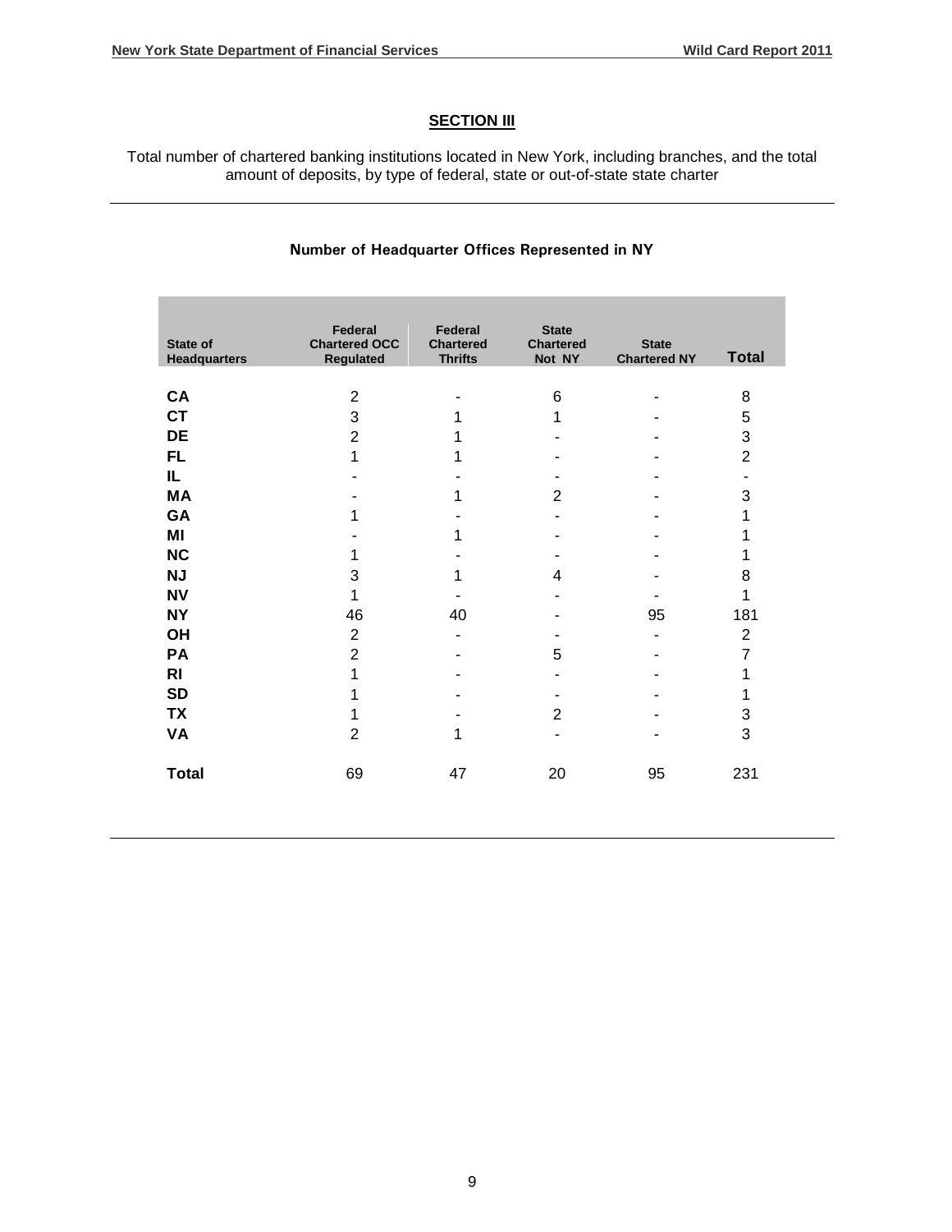## SECTION III

Total number of chartered banking institutions located in New York, including branches, and the total amount of deposits, by type of federal, state or out-of-state state charter

### Number of Headquarter Offices Represented in NY

| State of Headquarters | Federal Chartered OCC Regulated | Federal Chartered Thrifts | State Chartered Not NY | State Chartered NY | Total |
|---|---|---|---|---|---|
| **CA** | 2 | - | 6 | - | 8 |
| **CT** | 3 | 1 | 1 | - | 5 |
| **DE** | 2 | 1 | - | - | 3 |
| **FL** | 1 | 1 | - | - | 2 |
| **IL** | - | - | - | - | - |
| **MA** | - | 1 | 2 | - | 3 |
| **GA** | 1 | - | - | - | 1 |
| **MI** | - | 1 | - | - | 1 |
| **NC** | 1 | - | - | - | 1 |
| **NJ** | 3 | 1 | 4 | - | 8 |
| **NV** | 1 | - | - | - | 1 |
| **NY** | 46 | 40 | - | 95 | 181 |
| **OH** | 2 | - | - | - | 2 |
| **PA** | 2 | - | 5 | - | 7 |
| **RI** | 1 | - | - | - | 1 |
| **SD** | 1 | - | - | - | 1 |
| **TX** | 1 | - | 2 | - | 3 |
| **VA** | 2 | 1 | - | - | 3 |
| **Total** | 69 | 47 | 20 | 95 | 231 |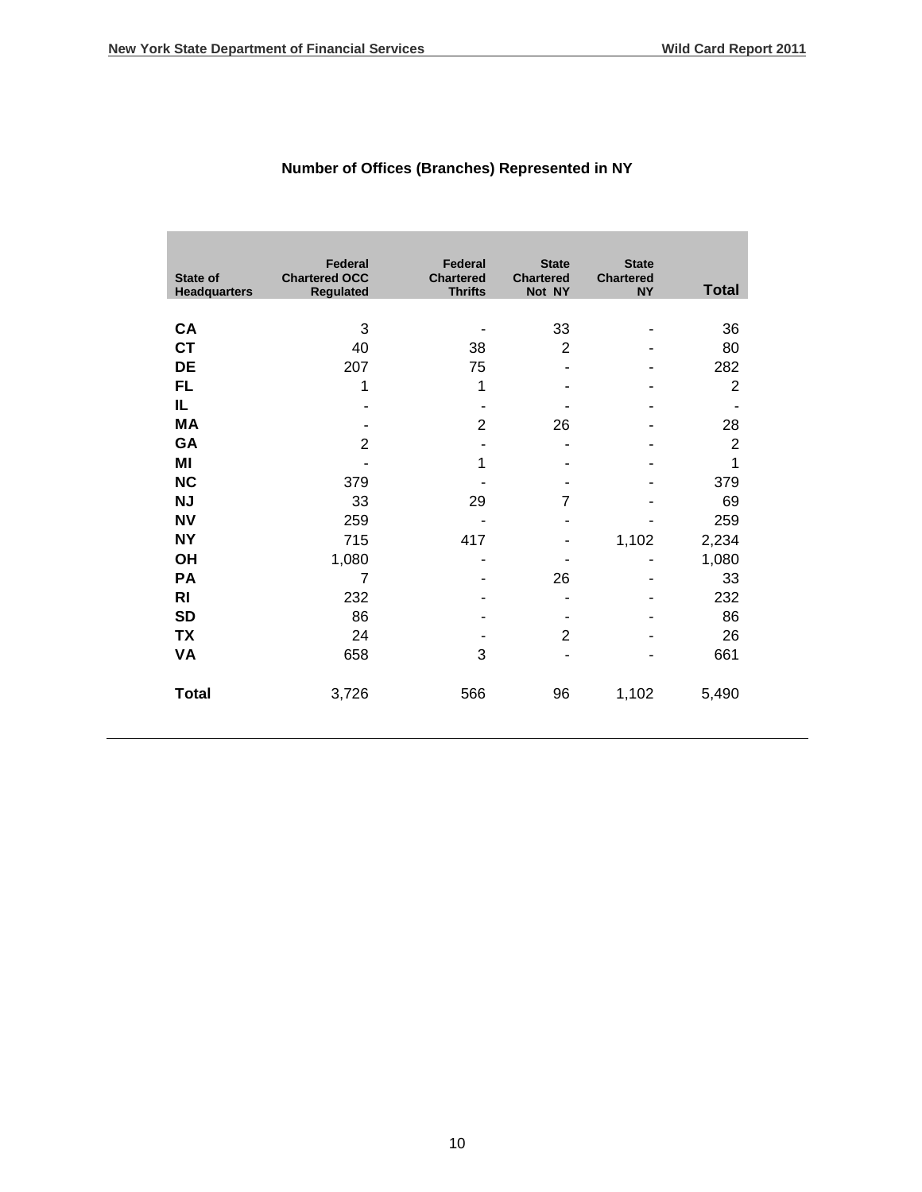## Number of Offices (Branches) Represented in NY

| State of Headquarters | Federal Chartered OCC Regulated | Federal Chartered Thrifts | State Chartered Not NY | State Chartered NY | Total |
|---|---|---|---|---|---|
| CA | 3 | - | 33 | - | 36 |
| CT | 40 | 38 | 2 | - | 80 |
| DE | 207 | 75 | - | - | 282 |
| FL | 1 | 1 | - | - | 2 |
| IL | - | - | - | - | - |
| MA | - | 2 | 26 | - | 28 |
| GA | 2 | - | - | - | 2 |
| MI | - | 1 | - | - | 1 |
| NC | 379 | - | - | - | 379 |
| NJ | 33 | 29 | 7 | - | 69 |
| NV | 259 | - | - | - | 259 |
| NY | 715 | 417 | - | 1,102 | 2,234 |
| OH | 1,080 | - | - | - | 1,080 |
| PA | 7 | - | 26 | - | 33 |
| RI | 232 | - | - | - | 232 |
| SD | 86 | - | - | - | 86 |
| TX | 24 | - | 2 | - | 26 |
| VA | 658 | 3 | - | - | 661 |
| **Total** | 3,726 | 566 | 96 | 1,102 | 5,490 |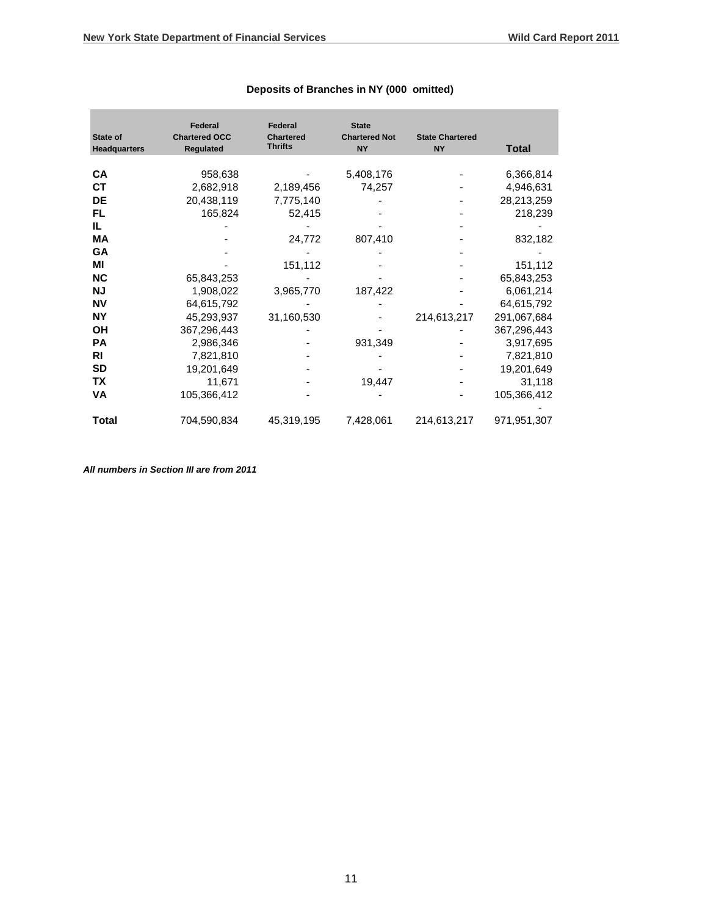**Deposits of Branches in NY (000 omitted)**

| State of Headquarters | Federal Chartered OCC Regulated | Federal Chartered Thrifts | State Chartered Not NY | State Chartered NY | Total |
|---|---|---|---|---|---|
| **CA** | 958,638 | - | 5,408,176 | - | 6,366,814 |
| **CT** | 2,682,918 | 2,189,456 | 74,257 | - | 4,946,631 |
| **DE** | 20,438,119 | 7,775,140 | - | - | 28,213,259 |
| **FL** | 165,824 | 52,415 | - | - | 218,239 |
| **IL** | - | - | - | - | - |
| **MA** | - | 24,772 | 807,410 | - | 832,182 |
| **GA** | - | - | - | - | - |
| **MI** | - | 151,112 | - | - | 151,112 |
| **NC** | 65,843,253 | - | - | - | 65,843,253 |
| **NJ** | 1,908,022 | 3,965,770 | 187,422 | - | 6,061,214 |
| **NV** | 64,615,792 | - | - | - | 64,615,792 |
| **NY** | 45,293,937 | 31,160,530 | - | 214,613,217 | 291,067,684 |
| **OH** | 367,296,443 | - | - | - | 367,296,443 |
| **PA** | 2,986,346 | - | 931,349 | - | 3,917,695 |
| **RI** | 7,821,810 | - | - | - | 7,821,810 |
| **SD** | 19,201,649 | - | - | - | 19,201,649 |
| **TX** | 11,671 | - | 19,447 | - | 31,118 |
| **VA** | 105,366,412 | - | - | - | 105,366,412 |
| | | | | | - |
| **Total** | 704,590,834 | 45,319,195 | 7,428,061 | 214,613,217 | 971,951,307 |

***All numbers in Section III are from 2011***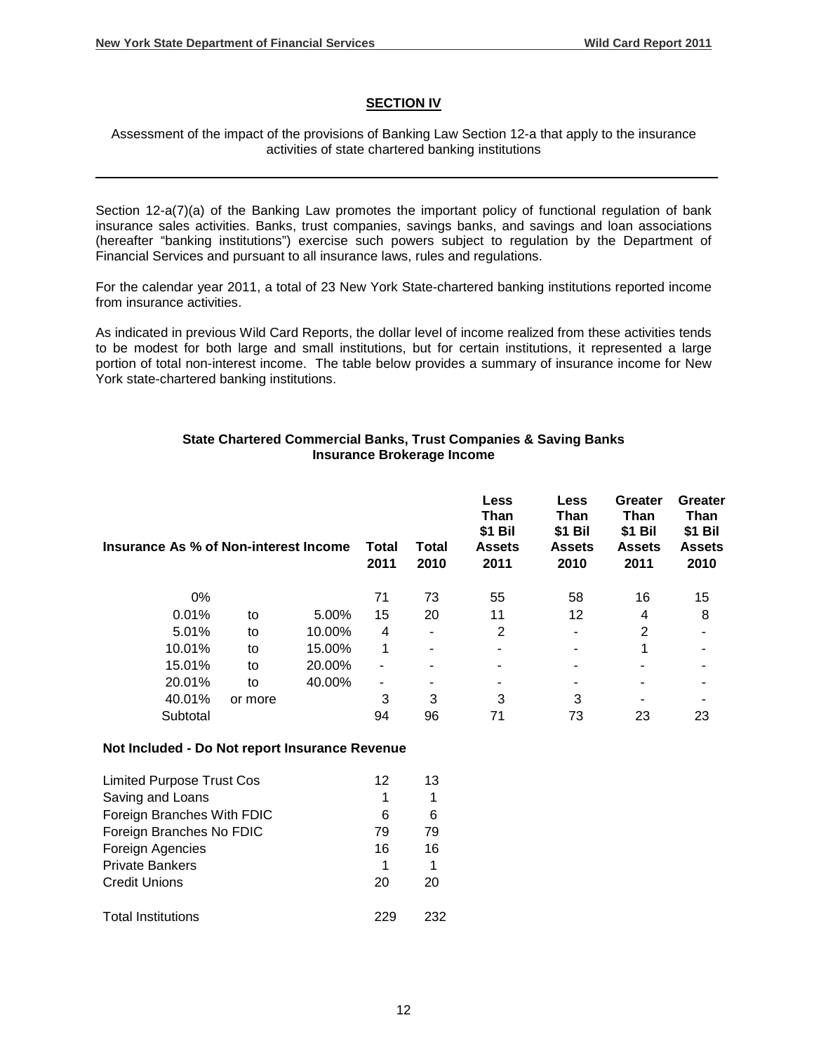## SECTION IV

Assessment of the impact of the provisions of Banking Law Section 12-a that apply to the insurance activities of state chartered banking institutions

---

Section 12-a(7)(a) of the Banking Law promotes the important policy of functional regulation of bank insurance sales activities. Banks, trust companies, savings banks, and savings and loan associations (hereafter "banking institutions") exercise such powers subject to regulation by the Department of Financial Services and pursuant to all insurance laws, rules and regulations.

For the calendar year 2011, a total of 23 New York State-chartered banking institutions reported income from insurance activities.

As indicated in previous Wild Card Reports, the dollar level of income realized from these activities tends to be modest for both large and small institutions, but for certain institutions, it represented a large portion of total non-interest income. The table below provides a summary of insurance income for New York state-chartered banking institutions.

**State Chartered Commercial Banks, Trust Companies & Saving Banks**
**Insurance Brokerage Income**

| Insurance As % of Non-interest Income | | | Total 2011 | Total 2010 | Less Than $1 Bil Assets 2011 | Less Than $1 Bil Assets 2010 | Greater Than $1 Bil Assets 2011 | Greater Than $1 Bil Assets 2010 |
|---|---|---|---|---|---|---|---|---|
| 0% | | | 71 | 73 | 55 | 58 | 16 | 15 |
| 0.01% | to | 5.00% | 15 | 20 | 11 | 12 | 4 | 8 |
| 5.01% | to | 10.00% | 4 | - | 2 | - | 2 | - |
| 10.01% | to | 15.00% | 1 | - | - | - | 1 | - |
| 15.01% | to | 20.00% | - | - | - | - | - | - |
| 20.01% | to | 40.00% | - | - | - | - | - | - |
| 40.01% | or more | | 3 | 3 | 3 | 3 | - | - |
| Subtotal | | | 94 | 96 | 71 | 73 | 23 | 23 |

**Not Included - Do Not report Insurance Revenue**

| | 2011 | 2010 |
|---|---|---|
| Limited Purpose Trust Cos | 12 | 13 |
| Saving and Loans | 1 | 1 |
| Foreign Branches With FDIC | 6 | 6 |
| Foreign Branches No FDIC | 79 | 79 |
| Foreign Agencies | 16 | 16 |
| Private Bankers | 1 | 1 |
| Credit Unions | 20 | 20 |
| Total Institutions | 229 | 232 |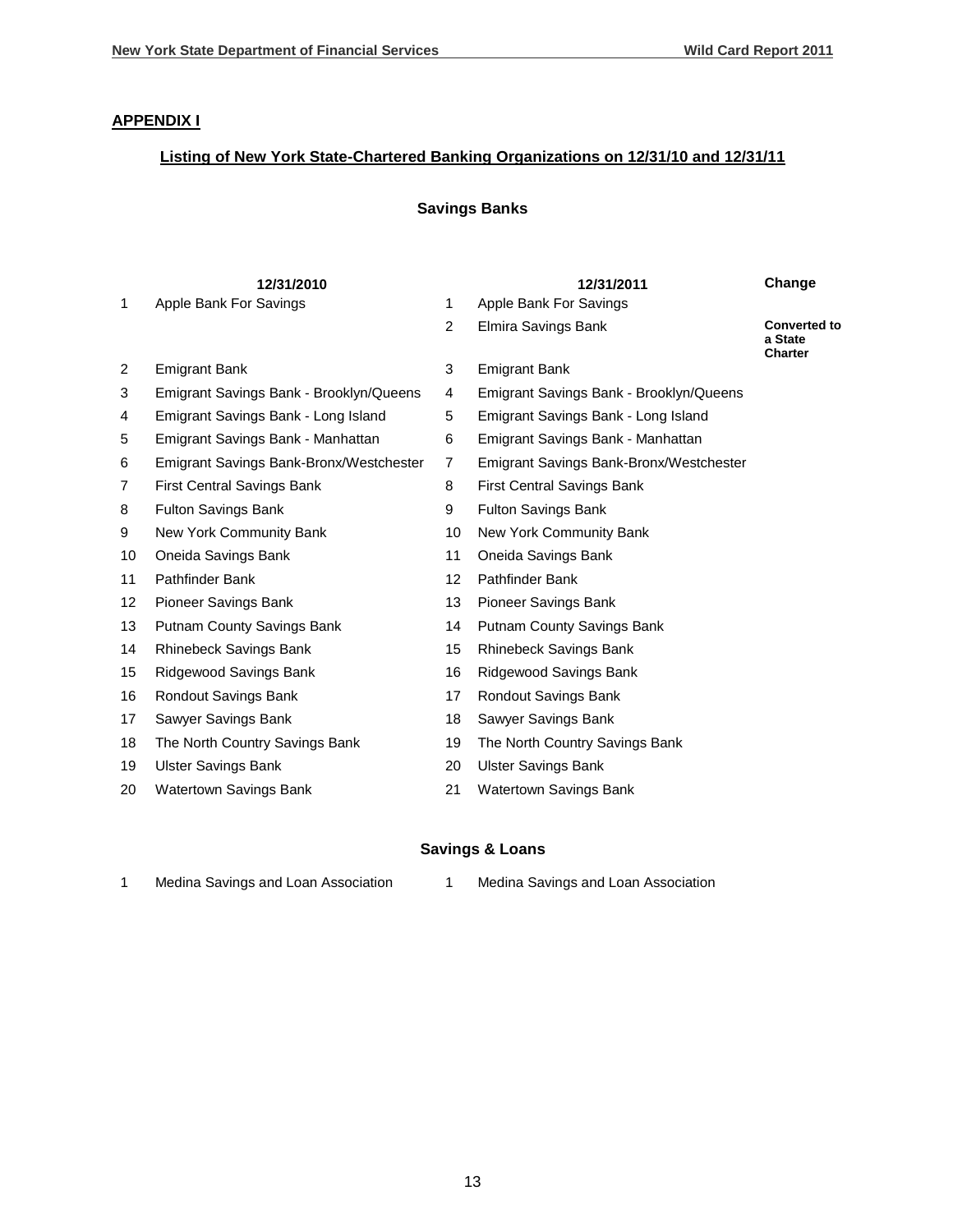## APPENDIX I

### Listing of New York State-Chartered Banking Organizations on 12/31/10 and 12/31/11

#### Savings Banks

| | 12/31/2010 | | 12/31/2011 | Change |
|---|---|---|---|---|
| 1 | Apple Bank For Savings | 1 | Apple Bank For Savings | |
| | | 2 | Elmira Savings Bank | **Converted to a State Charter** |
| 2 | Emigrant Bank | 3 | Emigrant Bank | |
| 3 | Emigrant Savings Bank - Brooklyn/Queens | 4 | Emigrant Savings Bank - Brooklyn/Queens | |
| 4 | Emigrant Savings Bank - Long Island | 5 | Emigrant Savings Bank - Long Island | |
| 5 | Emigrant Savings Bank - Manhattan | 6 | Emigrant Savings Bank - Manhattan | |
| 6 | Emigrant Savings Bank-Bronx/Westchester | 7 | Emigrant Savings Bank-Bronx/Westchester | |
| 7 | First Central Savings Bank | 8 | First Central Savings Bank | |
| 8 | Fulton Savings Bank | 9 | Fulton Savings Bank | |
| 9 | New York Community Bank | 10 | New York Community Bank | |
| 10 | Oneida Savings Bank | 11 | Oneida Savings Bank | |
| 11 | Pathfinder Bank | 12 | Pathfinder Bank | |
| 12 | Pioneer Savings Bank | 13 | Pioneer Savings Bank | |
| 13 | Putnam County Savings Bank | 14 | Putnam County Savings Bank | |
| 14 | Rhinebeck Savings Bank | 15 | Rhinebeck Savings Bank | |
| 15 | Ridgewood Savings Bank | 16 | Ridgewood Savings Bank | |
| 16 | Rondout Savings Bank | 17 | Rondout Savings Bank | |
| 17 | Sawyer Savings Bank | 18 | Sawyer Savings Bank | |
| 18 | The North Country Savings Bank | 19 | The North Country Savings Bank | |
| 19 | Ulster Savings Bank | 20 | Ulster Savings Bank | |
| 20 | Watertown Savings Bank | 21 | Watertown Savings Bank | |

#### Savings & Loans

| | 12/31/2010 | | 12/31/2011 |
|---|---|---|---|
| 1 | Medina Savings and Loan Association | 1 | Medina Savings and Loan Association |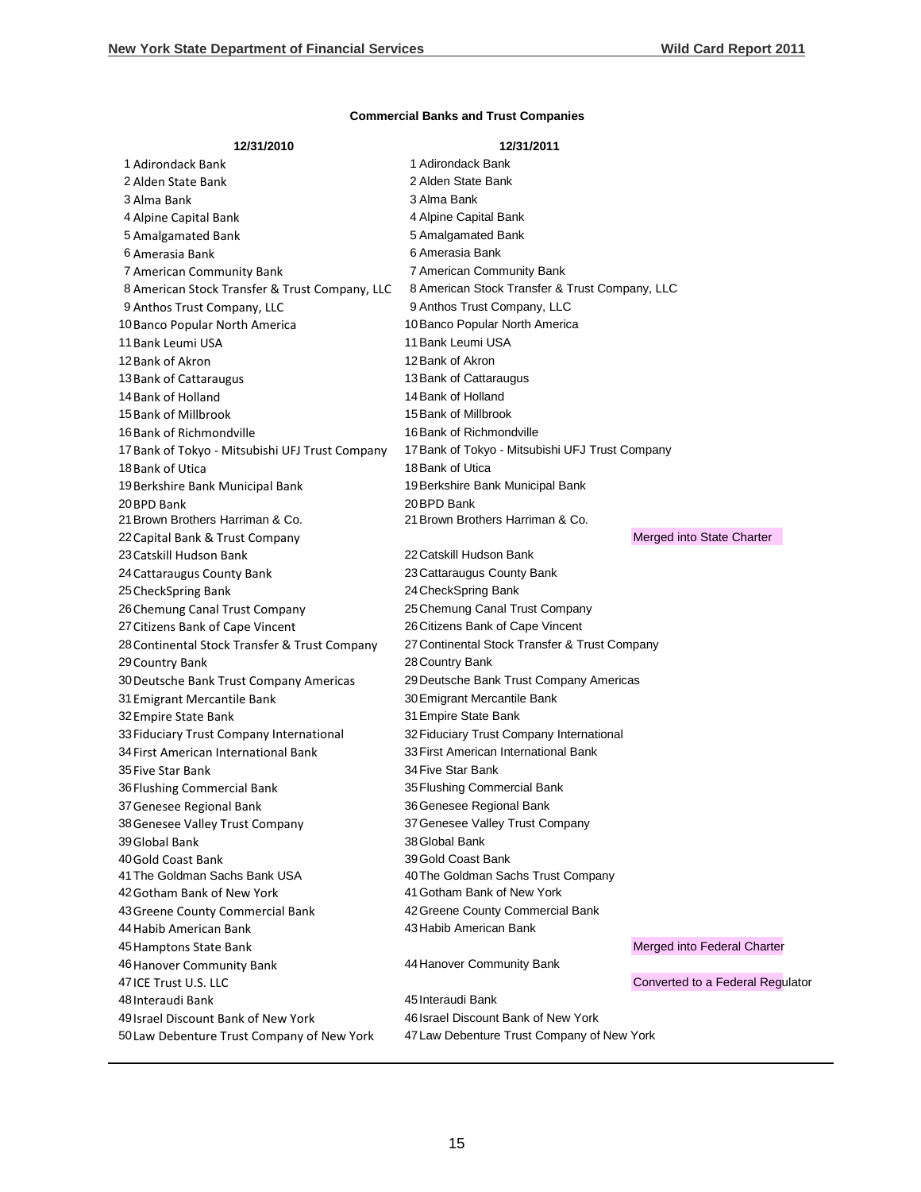### Commercial Banks and Trust Companies

| 12/31/2010 | 12/31/2011 | |
|---|---|---|
| 1 Adirondack Bank | 1 Adirondack Bank | |
| 2 Alden State Bank | 2 Alden State Bank | |
| 3 Alma Bank | 3 Alma Bank | |
| 4 Alpine Capital Bank | 4 Alpine Capital Bank | |
| 5 Amalgamated Bank | 5 Amalgamated Bank | |
| 6 Amerasia Bank | 6 Amerasia Bank | |
| 7 American Community Bank | 7 American Community Bank | |
| 8 American Stock Transfer & Trust Company, LLC | 8 American Stock Transfer & Trust Company, LLC | |
| 9 Anthos Trust Company, LLC | 9 Anthos Trust Company, LLC | |
| 10 Banco Popular North America | 10 Banco Popular North America | |
| 11 Bank Leumi USA | 11 Bank Leumi USA | |
| 12 Bank of Akron | 12 Bank of Akron | |
| 13 Bank of Cattaraugus | 13 Bank of Cattaraugus | |
| 14 Bank of Holland | 14 Bank of Holland | |
| 15 Bank of Millbrook | 15 Bank of Millbrook | |
| 16 Bank of Richmondville | 16 Bank of Richmondville | |
| 17 Bank of Tokyo - Mitsubishi UFJ Trust Company | 17 Bank of Tokyo - Mitsubishi UFJ Trust Company | |
| 18 Bank of Utica | 18 Bank of Utica | |
| 19 Berkshire Bank Municipal Bank | 19 Berkshire Bank Municipal Bank | |
| 20 BPD Bank | 20 BPD Bank | |
| 21 Brown Brothers Harriman & Co. | 21 Brown Brothers Harriman & Co. | |
| 22 Capital Bank & Trust Company | | Merged into State Charter |
| 23 Catskill Hudson Bank | 22 Catskill Hudson Bank | |
| 24 Cattaraugus County Bank | 23 Cattaraugus County Bank | |
| 25 CheckSpring Bank | 24 CheckSpring Bank | |
| 26 Chemung Canal Trust Company | 25 Chemung Canal Trust Company | |
| 27 Citizens Bank of Cape Vincent | 26 Citizens Bank of Cape Vincent | |
| 28 Continental Stock Transfer & Trust Company | 27 Continental Stock Transfer & Trust Company | |
| 29 Country Bank | 28 Country Bank | |
| 30 Deutsche Bank Trust Company Americas | 29 Deutsche Bank Trust Company Americas | |
| 31 Emigrant Mercantile Bank | 30 Emigrant Mercantile Bank | |
| 32 Empire State Bank | 31 Empire State Bank | |
| 33 Fiduciary Trust Company International | 32 Fiduciary Trust Company International | |
| 34 First American International Bank | 33 First American International Bank | |
| 35 Five Star Bank | 34 Five Star Bank | |
| 36 Flushing Commercial Bank | 35 Flushing Commercial Bank | |
| 37 Genesee Regional Bank | 36 Genesee Regional Bank | |
| 38 Genesee Valley Trust Company | 37 Genesee Valley Trust Company | |
| 39 Global Bank | 38 Global Bank | |
| 40 Gold Coast Bank | 39 Gold Coast Bank | |
| 41 The Goldman Sachs Bank USA | 40 The Goldman Sachs Trust Company | |
| 42 Gotham Bank of New York | 41 Gotham Bank of New York | |
| 43 Greene County Commercial Bank | 42 Greene County Commercial Bank | |
| 44 Habib American Bank | 43 Habib American Bank | |
| 45 Hamptons State Bank | | Merged into Federal Charter |
| 46 Hanover Community Bank | 44 Hanover Community Bank | |
| 47 ICE Trust U.S. LLC | | Converted to a Federal Regulator |
| 48 Interaudi Bank | 45 Interaudi Bank | |
| 49 Israel Discount Bank of New York | 46 Israel Discount Bank of New York | |
| 50 Law Debenture Trust Company of New York | 47 Law Debenture Trust Company of New York | |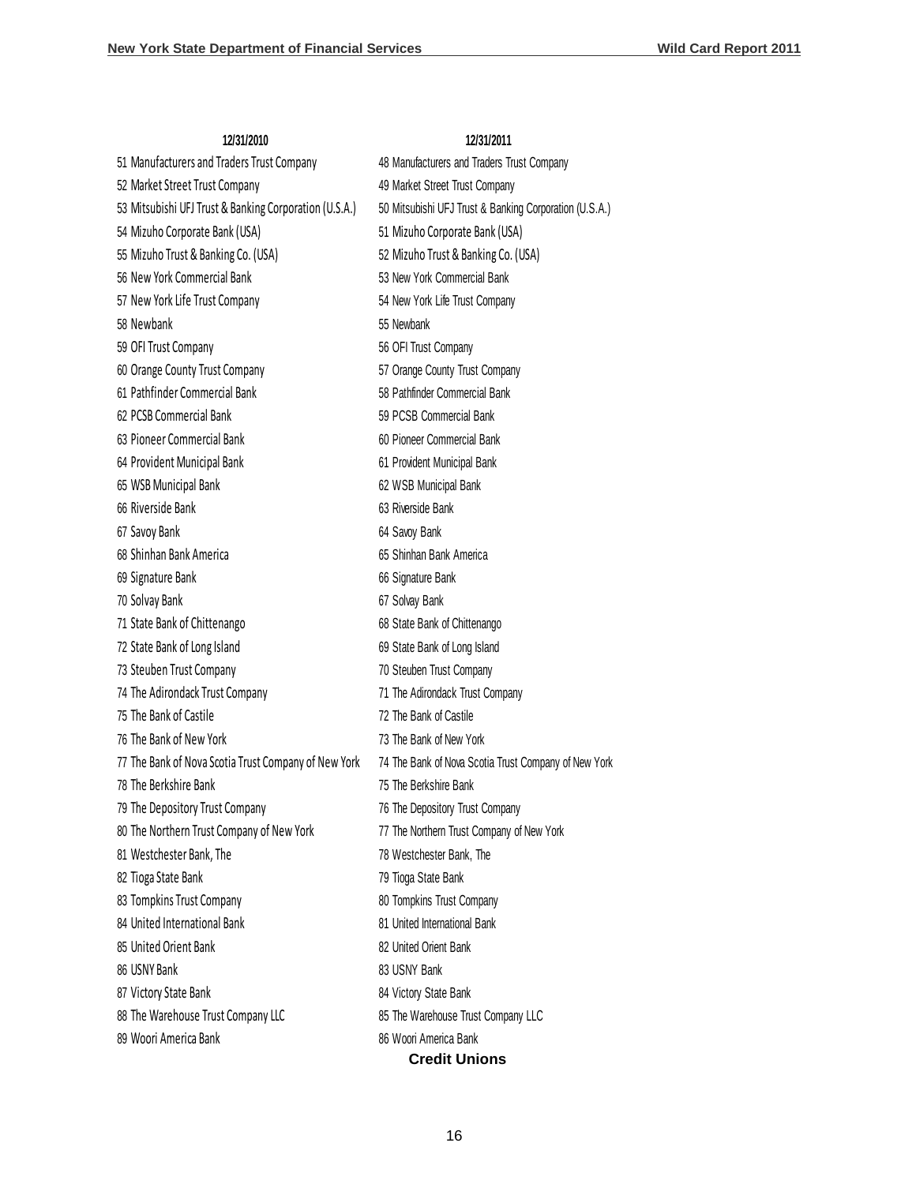| 12/31/2010 | 12/31/2011 |
| --- | --- |
| 51 Manufacturers and Traders Trust Company | 48 Manufacturers and Traders Trust Company |
| 52 Market Street Trust Company | 49 Market Street Trust Company |
| 53 Mitsubishi UFJ Trust & Banking Corporation (U.S.A.) | 50 Mitsubishi UFJ Trust & Banking Corporation (U.S.A.) |
| 54 Mizuho Corporate Bank (USA) | 51 Mizuho Corporate Bank (USA) |
| 55 Mizuho Trust & Banking Co. (USA) | 52 Mizuho Trust & Banking Co. (USA) |
| 56 New York Commercial Bank | 53 New York Commercial Bank |
| 57 New York Life Trust Company | 54 New York Life Trust Company |
| 58 Newbank | 55 Newbank |
| 59 OFI Trust Company | 56 OFI Trust Company |
| 60 Orange County Trust Company | 57 Orange County Trust Company |
| 61 Pathfinder Commercial Bank | 58 Pathfinder Commercial Bank |
| 62 PCSB Commercial Bank | 59 PCSB Commercial Bank |
| 63 Pioneer Commercial Bank | 60 Pioneer Commercial Bank |
| 64 Provident Municipal Bank | 61 Provident Municipal Bank |
| 65 WSB Municipal Bank | 62 WSB Municipal Bank |
| 66 Riverside Bank | 63 Riverside Bank |
| 67 Savoy Bank | 64 Savoy Bank |
| 68 Shinhan Bank America | 65 Shinhan Bank America |
| 69 Signature Bank | 66 Signature Bank |
| 70 Solvay Bank | 67 Solvay Bank |
| 71 State Bank of Chittenango | 68 State Bank of Chittenango |
| 72 State Bank of Long Island | 69 State Bank of Long Island |
| 73 Steuben Trust Company | 70 Steuben Trust Company |
| 74 The Adirondack Trust Company | 71 The Adirondack Trust Company |
| 75 The Bank of Castile | 72 The Bank of Castile |
| 76 The Bank of New York | 73 The Bank of New York |
| 77 The Bank of Nova Scotia Trust Company of New York | 74 The Bank of Nova Scotia Trust Company of New York |
| 78 The Berkshire Bank | 75 The Berkshire Bank |
| 79 The Depository Trust Company | 76 The Depository Trust Company |
| 80 The Northern Trust Company of New York | 77 The Northern Trust Company of New York |
| 81 Westchester Bank, The | 78 Westchester Bank, The |
| 82 Tioga State Bank | 79 Tioga State Bank |
| 83 Tompkins Trust Company | 80 Tompkins Trust Company |
| 84 United International Bank | 81 United International Bank |
| 85 United Orient Bank | 82 United Orient Bank |
| 86 USNY Bank | 83 USNY Bank |
| 87 Victory State Bank | 84 Victory State Bank |
| 88 The Warehouse Trust Company LLC | 85 The Warehouse Trust Company LLC |
| 89 Woori America Bank | 86 Woori America Bank |

**Credit Unions**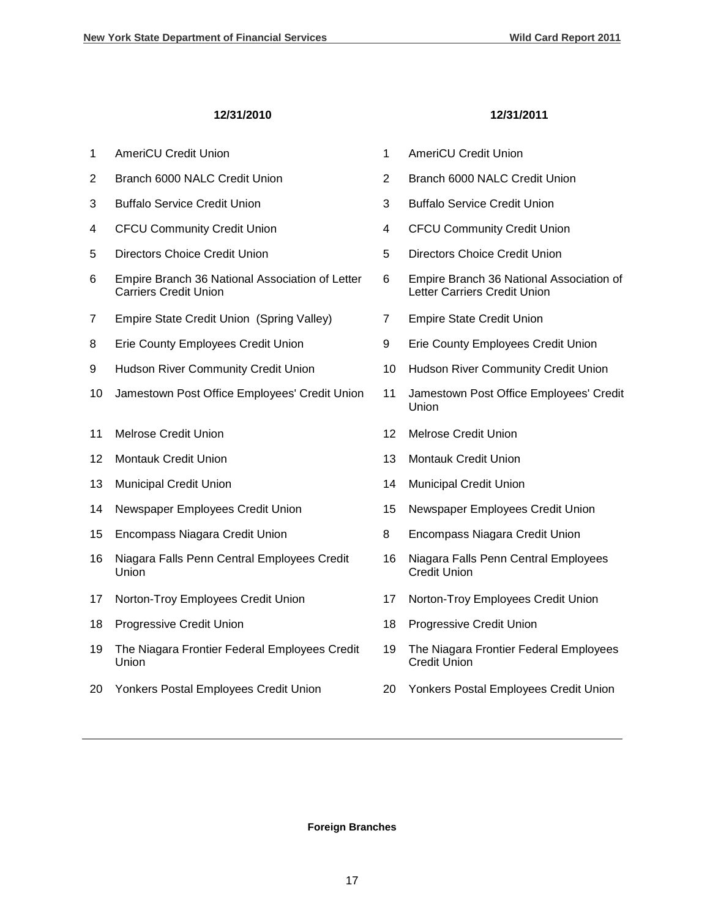| | 12/31/2010 | | 12/31/2011 |
|---|---|---|---|
| 1 | AmeriCU Credit Union | 1 | AmeriCU Credit Union |
| 2 | Branch 6000 NALC Credit Union | 2 | Branch 6000 NALC Credit Union |
| 3 | Buffalo Service Credit Union | 3 | Buffalo Service Credit Union |
| 4 | CFCU Community Credit Union | 4 | CFCU Community Credit Union |
| 5 | Directors Choice Credit Union | 5 | Directors Choice Credit Union |
| 6 | Empire Branch 36 National Association of Letter Carriers Credit Union | 6 | Empire Branch 36 National Association of Letter Carriers Credit Union |
| 7 | Empire State Credit Union (Spring Valley) | 7 | Empire State Credit Union |
| 8 | Erie County Employees Credit Union | 9 | Erie County Employees Credit Union |
| 9 | Hudson River Community Credit Union | 10 | Hudson River Community Credit Union |
| 10 | Jamestown Post Office Employees' Credit Union | 11 | Jamestown Post Office Employees' Credit Union |
| 11 | Melrose Credit Union | 12 | Melrose Credit Union |
| 12 | Montauk Credit Union | 13 | Montauk Credit Union |
| 13 | Municipal Credit Union | 14 | Municipal Credit Union |
| 14 | Newspaper Employees Credit Union | 15 | Newspaper Employees Credit Union |
| 15 | Encompass Niagara Credit Union | 8 | Encompass Niagara Credit Union |
| 16 | Niagara Falls Penn Central Employees Credit Union | 16 | Niagara Falls Penn Central Employees Credit Union |
| 17 | Norton-Troy Employees Credit Union | 17 | Norton-Troy Employees Credit Union |
| 18 | Progressive Credit Union | 18 | Progressive Credit Union |
| 19 | The Niagara Frontier Federal Employees Credit Union | 19 | The Niagara Frontier Federal Employees Credit Union |
| 20 | Yonkers Postal Employees Credit Union | 20 | Yonkers Postal Employees Credit Union |

**Foreign Branches**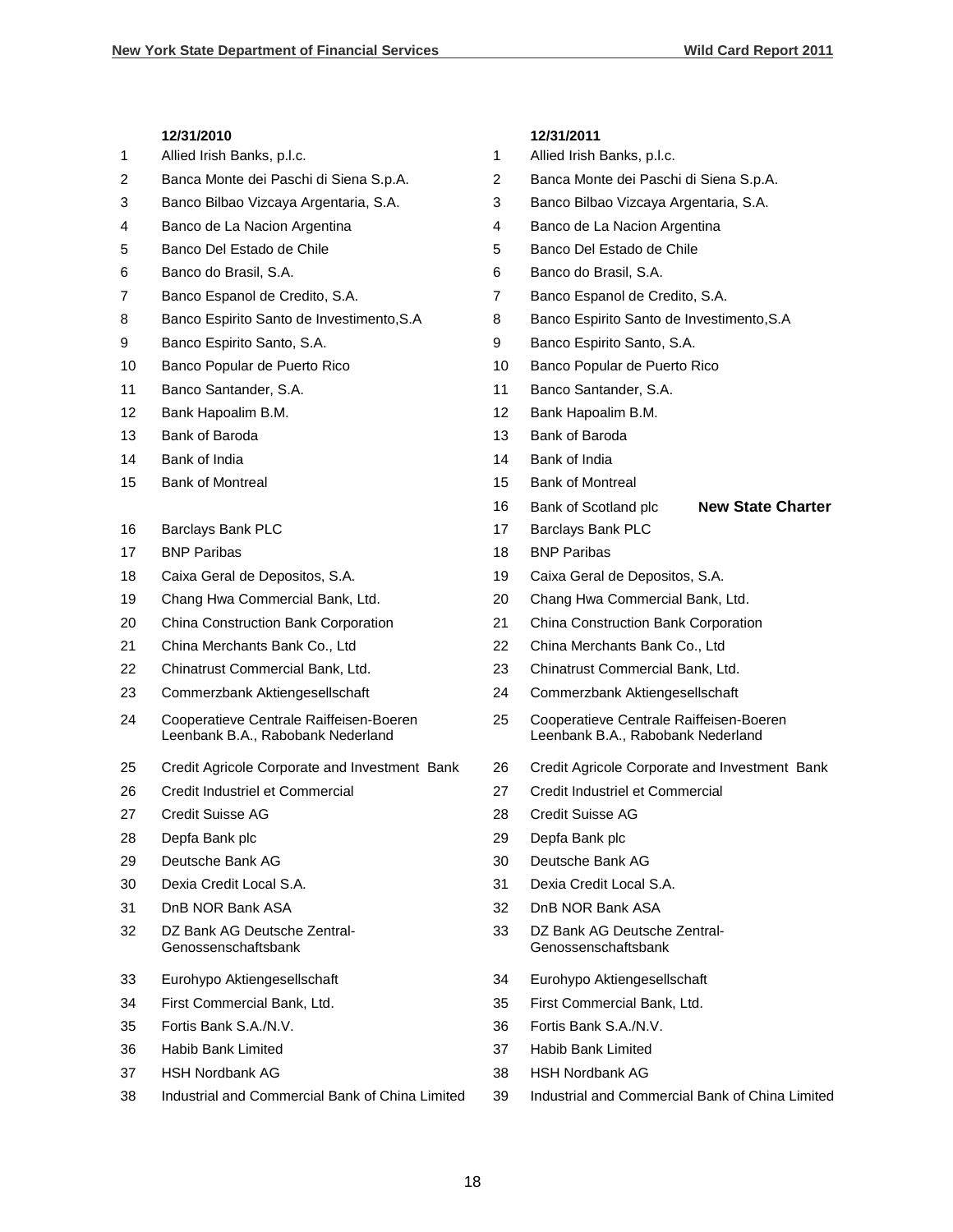| | 12/31/2010 | | 12/31/2011 | |
|---|---|---|---|---|
| 1 | Allied Irish Banks, p.l.c. | 1 | Allied Irish Banks, p.l.c. | |
| 2 | Banca Monte dei Paschi di Siena S.p.A. | 2 | Banca Monte dei Paschi di Siena S.p.A. | |
| 3 | Banco Bilbao Vizcaya Argentaria, S.A. | 3 | Banco Bilbao Vizcaya Argentaria, S.A. | |
| 4 | Banco de La Nacion Argentina | 4 | Banco de La Nacion Argentina | |
| 5 | Banco Del Estado de Chile | 5 | Banco Del Estado de Chile | |
| 6 | Banco do Brasil, S.A. | 6 | Banco do Brasil, S.A. | |
| 7 | Banco Espanol de Credito, S.A. | 7 | Banco Espanol de Credito, S.A. | |
| 8 | Banco Espirito Santo de Investimento,S.A | 8 | Banco Espirito Santo de Investimento,S.A | |
| 9 | Banco Espirito Santo, S.A. | 9 | Banco Espirito Santo, S.A. | |
| 10 | Banco Popular de Puerto Rico | 10 | Banco Popular de Puerto Rico | |
| 11 | Banco Santander, S.A. | 11 | Banco Santander, S.A. | |
| 12 | Bank Hapoalim B.M. | 12 | Bank Hapoalim B.M. | |
| 13 | Bank of Baroda | 13 | Bank of Baroda | |
| 14 | Bank of India | 14 | Bank of India | |
| 15 | Bank of Montreal | 15 | Bank of Montreal | |
| | | 16 | Bank of Scotland plc | **New State Charter** |
| 16 | Barclays Bank PLC | 17 | Barclays Bank PLC | |
| 17 | BNP Paribas | 18 | BNP Paribas | |
| 18 | Caixa Geral de Depositos, S.A. | 19 | Caixa Geral de Depositos, S.A. | |
| 19 | Chang Hwa Commercial Bank, Ltd. | 20 | Chang Hwa Commercial Bank, Ltd. | |
| 20 | China Construction Bank Corporation | 21 | China Construction Bank Corporation | |
| 21 | China Merchants Bank Co., Ltd | 22 | China Merchants Bank Co., Ltd | |
| 22 | Chinatrust Commercial Bank, Ltd. | 23 | Chinatrust Commercial Bank, Ltd. | |
| 23 | Commerzbank Aktiengesellschaft | 24 | Commerzbank Aktiengesellschaft | |
| 24 | Cooperatieve Centrale Raiffeisen-Boeren Leenbank B.A., Rabobank Nederland | 25 | Cooperatieve Centrale Raiffeisen-Boeren Leenbank B.A., Rabobank Nederland | |
| 25 | Credit Agricole Corporate and Investment Bank | 26 | Credit Agricole Corporate and Investment Bank | |
| 26 | Credit Industriel et Commercial | 27 | Credit Industriel et Commercial | |
| 27 | Credit Suisse AG | 28 | Credit Suisse AG | |
| 28 | Depfa Bank plc | 29 | Depfa Bank plc | |
| 29 | Deutsche Bank AG | 30 | Deutsche Bank AG | |
| 30 | Dexia Credit Local S.A. | 31 | Dexia Credit Local S.A. | |
| 31 | DnB NOR Bank ASA | 32 | DnB NOR Bank ASA | |
| 32 | DZ Bank AG Deutsche Zentral-Genossenschaftsbank | 33 | DZ Bank AG Deutsche Zentral-Genossenschaftsbank | |
| 33 | Eurohypo Aktiengesellschaft | 34 | Eurohypo Aktiengesellschaft | |
| 34 | First Commercial Bank, Ltd. | 35 | First Commercial Bank, Ltd. | |
| 35 | Fortis Bank S.A./N.V. | 36 | Fortis Bank S.A./N.V. | |
| 36 | Habib Bank Limited | 37 | Habib Bank Limited | |
| 37 | HSH Nordbank AG | 38 | HSH Nordbank AG | |
| 38 | Industrial and Commercial Bank of China Limited | 39 | Industrial and Commercial Bank of China Limited | |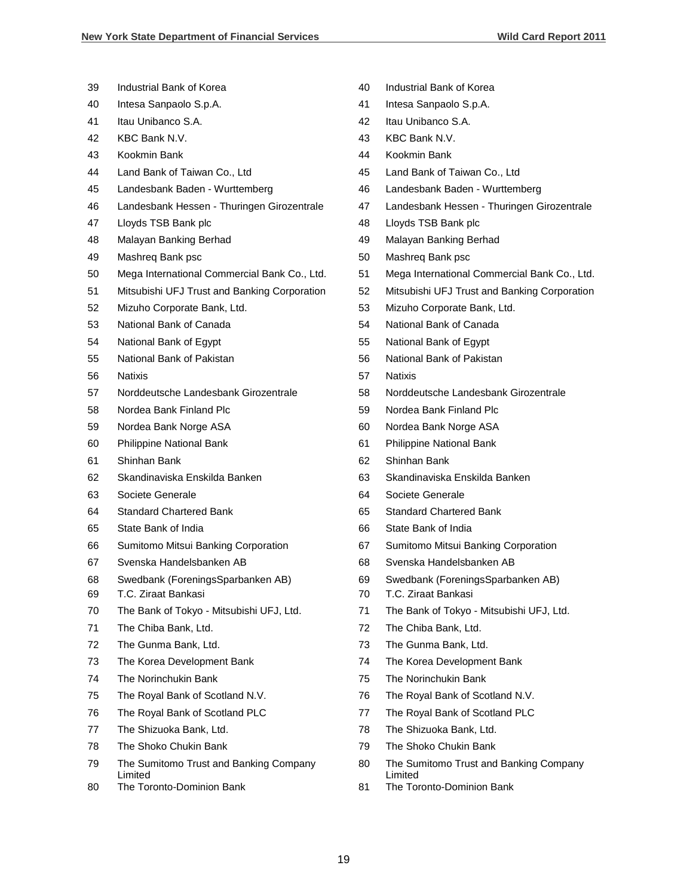| | | | |
|---|---|---|---|
| 39 | Industrial Bank of Korea | 40 | Industrial Bank of Korea |
| 40 | Intesa Sanpaolo S.p.A. | 41 | Intesa Sanpaolo S.p.A. |
| 41 | Itau Unibanco S.A. | 42 | Itau Unibanco S.A. |
| 42 | KBC Bank N.V. | 43 | KBC Bank N.V. |
| 43 | Kookmin Bank | 44 | Kookmin Bank |
| 44 | Land Bank of Taiwan Co., Ltd | 45 | Land Bank of Taiwan Co., Ltd |
| 45 | Landesbank Baden - Wurttemberg | 46 | Landesbank Baden - Wurttemberg |
| 46 | Landesbank Hessen - Thuringen Girozentrale | 47 | Landesbank Hessen - Thuringen Girozentrale |
| 47 | Lloyds TSB Bank plc | 48 | Lloyds TSB Bank plc |
| 48 | Malayan Banking Berhad | 49 | Malayan Banking Berhad |
| 49 | Mashreq Bank psc | 50 | Mashreq Bank psc |
| 50 | Mega International Commercial Bank Co., Ltd. | 51 | Mega International Commercial Bank Co., Ltd. |
| 51 | Mitsubishi UFJ Trust and Banking Corporation | 52 | Mitsubishi UFJ Trust and Banking Corporation |
| 52 | Mizuho Corporate Bank, Ltd. | 53 | Mizuho Corporate Bank, Ltd. |
| 53 | National Bank of Canada | 54 | National Bank of Canada |
| 54 | National Bank of Egypt | 55 | National Bank of Egypt |
| 55 | National Bank of Pakistan | 56 | National Bank of Pakistan |
| 56 | Natixis | 57 | Natixis |
| 57 | Norddeutsche Landesbank Girozentrale | 58 | Norddeutsche Landesbank Girozentrale |
| 58 | Nordea Bank Finland Plc | 59 | Nordea Bank Finland Plc |
| 59 | Nordea Bank Norge ASA | 60 | Nordea Bank Norge ASA |
| 60 | Philippine National Bank | 61 | Philippine National Bank |
| 61 | Shinhan Bank | 62 | Shinhan Bank |
| 62 | Skandinaviska Enskilda Banken | 63 | Skandinaviska Enskilda Banken |
| 63 | Societe Generale | 64 | Societe Generale |
| 64 | Standard Chartered Bank | 65 | Standard Chartered Bank |
| 65 | State Bank of India | 66 | State Bank of India |
| 66 | Sumitomo Mitsui Banking Corporation | 67 | Sumitomo Mitsui Banking Corporation |
| 67 | Svenska Handelsbanken AB | 68 | Svenska Handelsbanken AB |
| 68 | Swedbank (ForeningsSparbanken AB) | 69 | Swedbank (ForeningsSparbanken AB) |
| 69 | T.C. Ziraat Bankasi | 70 | T.C. Ziraat Bankasi |
| 70 | The Bank of Tokyo - Mitsubishi UFJ, Ltd. | 71 | The Bank of Tokyo - Mitsubishi UFJ, Ltd. |
| 71 | The Chiba Bank, Ltd. | 72 | The Chiba Bank, Ltd. |
| 72 | The Gunma Bank, Ltd. | 73 | The Gunma Bank, Ltd. |
| 73 | The Korea Development Bank | 74 | The Korea Development Bank |
| 74 | The Norinchukin Bank | 75 | The Norinchukin Bank |
| 75 | The Royal Bank of Scotland N.V. | 76 | The Royal Bank of Scotland N.V. |
| 76 | The Royal Bank of Scotland PLC | 77 | The Royal Bank of Scotland PLC |
| 77 | The Shizuoka Bank, Ltd. | 78 | The Shizuoka Bank, Ltd. |
| 78 | The Shoko Chukin Bank | 79 | The Shoko Chukin Bank |
| 79 | The Sumitomo Trust and Banking Company Limited | 80 | The Sumitomo Trust and Banking Company Limited |
| 80 | The Toronto-Dominion Bank | 81 | The Toronto-Dominion Bank |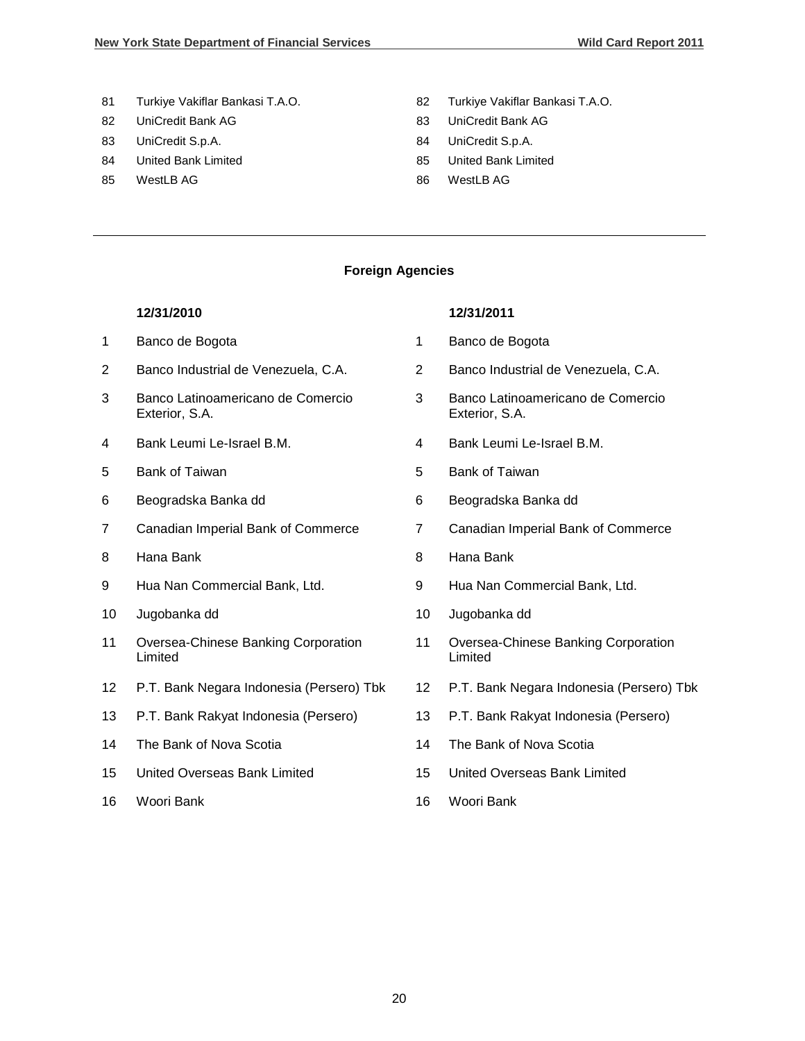| | | | |
|---|---|---|---|
| 81 | Turkiye Vakiflar Bankasi T.A.O. | 82 | Turkiye Vakiflar Bankasi T.A.O. |
| 82 | UniCredit Bank AG | 83 | UniCredit Bank AG |
| 83 | UniCredit S.p.A. | 84 | UniCredit S.p.A. |
| 84 | United Bank Limited | 85 | United Bank Limited |
| 85 | WestLB AG | 86 | WestLB AG |

---

**Foreign Agencies**

| | 12/31/2010 | | 12/31/2011 |
|---|---|---|---|
| 1 | Banco de Bogota | 1 | Banco de Bogota |
| 2 | Banco Industrial de Venezuela, C.A. | 2 | Banco Industrial de Venezuela, C.A. |
| 3 | Banco Latinoamericano de Comercio Exterior, S.A. | 3 | Banco Latinoamericano de Comercio Exterior, S.A. |
| 4 | Bank Leumi Le-Israel B.M. | 4 | Bank Leumi Le-Israel B.M. |
| 5 | Bank of Taiwan | 5 | Bank of Taiwan |
| 6 | Beogradska Banka dd | 6 | Beogradska Banka dd |
| 7 | Canadian Imperial Bank of Commerce | 7 | Canadian Imperial Bank of Commerce |
| 8 | Hana Bank | 8 | Hana Bank |
| 9 | Hua Nan Commercial Bank, Ltd. | 9 | Hua Nan Commercial Bank, Ltd. |
| 10 | Jugobanka dd | 10 | Jugobanka dd |
| 11 | Oversea-Chinese Banking Corporation Limited | 11 | Oversea-Chinese Banking Corporation Limited |
| 12 | P.T. Bank Negara Indonesia (Persero) Tbk | 12 | P.T. Bank Negara Indonesia (Persero) Tbk |
| 13 | P.T. Bank Rakyat Indonesia (Persero) | 13 | P.T. Bank Rakyat Indonesia (Persero) |
| 14 | The Bank of Nova Scotia | 14 | The Bank of Nova Scotia |
| 15 | United Overseas Bank Limited | 15 | United Overseas Bank Limited |
| 16 | Woori Bank | 16 | Woori Bank |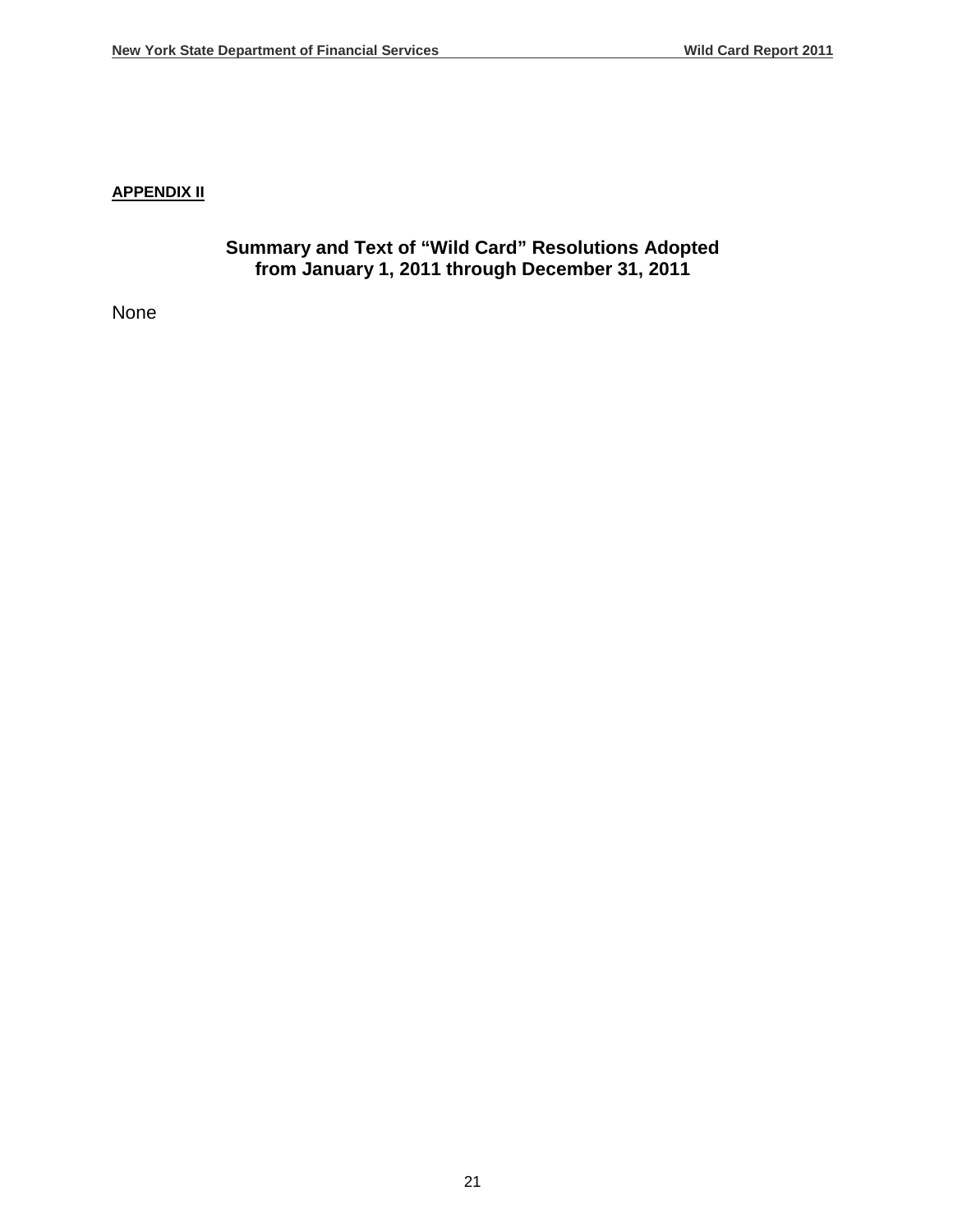**APPENDIX II**

## Summary and Text of "Wild Card" Resolutions Adopted from January 1, 2011 through December 31, 2011

None